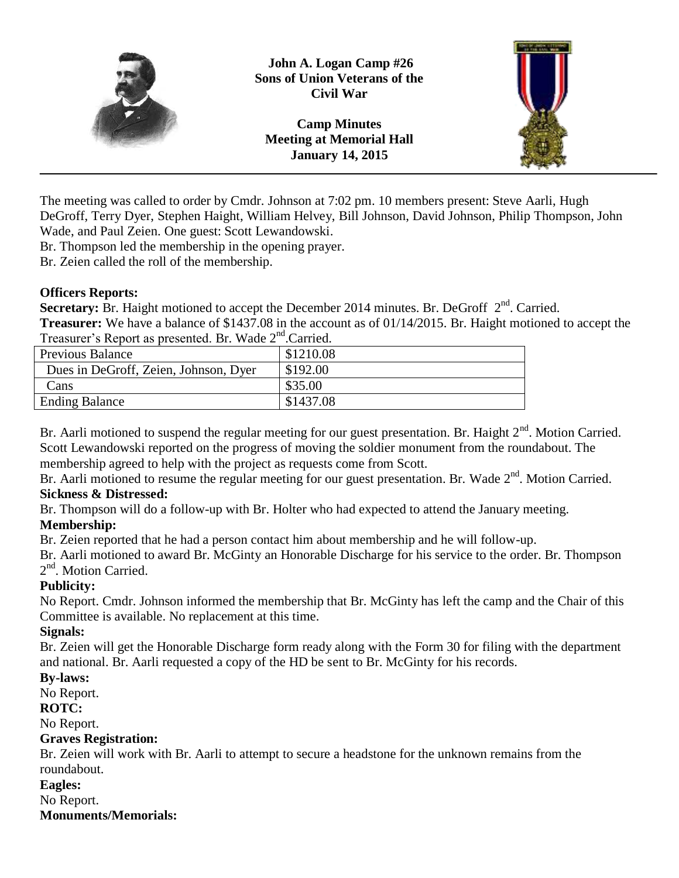**John A. Logan Camp #26**
**Sons of Union Veterans of the Civil War**

**Camp Minutes**
**Meeting at Memorial Hall**
**January 14, 2015**

---

The meeting was called to order by Cmdr. Johnson at 7:02 pm. 10 members present: Steve Aarli, Hugh DeGroff, Terry Dyer, Stephen Haight, William Helvey, Bill Johnson, David Johnson, Philip Thompson, John Wade, and Paul Zeien. One guest: Scott Lewandowski.
Br. Thompson led the membership in the opening prayer.
Br. Zeien called the roll of the membership.

**Officers Reports:**
**Secretary:** Br. Haight motioned to accept the December 2014 minutes. Br. DeGroff 2nd. Carried.
**Treasurer:** We have a balance of $1437.08 in the account as of 01/14/2015. Br. Haight motioned to accept the Treasurer's Report as presented. Br. Wade 2nd.Carried.

| Previous Balance | $1210.08 |
|---|---|
| Dues in DeGroff, Zeien, Johnson, Dyer | $192.00 |
| Cans | $35.00 |
| Ending Balance | $1437.08 |

Br. Aarli motioned to suspend the regular meeting for our guest presentation. Br. Haight 2nd. Motion Carried. Scott Lewandowski reported on the progress of moving the soldier monument from the roundabout. The membership agreed to help with the project as requests come from Scott.
Br. Aarli motioned to resume the regular meeting for our guest presentation. Br. Wade 2nd. Motion Carried.

**Sickness & Distressed:**
Br. Thompson will do a follow-up with Br. Holter who had expected to attend the January meeting.

**Membership:**
Br. Zeien reported that he had a person contact him about membership and he will follow-up.
Br. Aarli motioned to award Br. McGinty an Honorable Discharge for his service to the order. Br. Thompson 2nd. Motion Carried.

**Publicity:**
No Report. Cmdr. Johnson informed the membership that Br. McGinty has left the camp and the Chair of this Committee is available. No replacement at this time.

**Signals:**
Br. Zeien will get the Honorable Discharge form ready along with the Form 30 for filing with the department and national. Br. Aarli requested a copy of the HD be sent to Br. McGinty for his records.

**By-laws:**
No Report.

**ROTC:**
No Report.

**Graves Registration:**
Br. Zeien will work with Br. Aarli to attempt to secure a headstone for the unknown remains from the roundabout.

**Eagles:**
No Report.

**Monuments/Memorials:**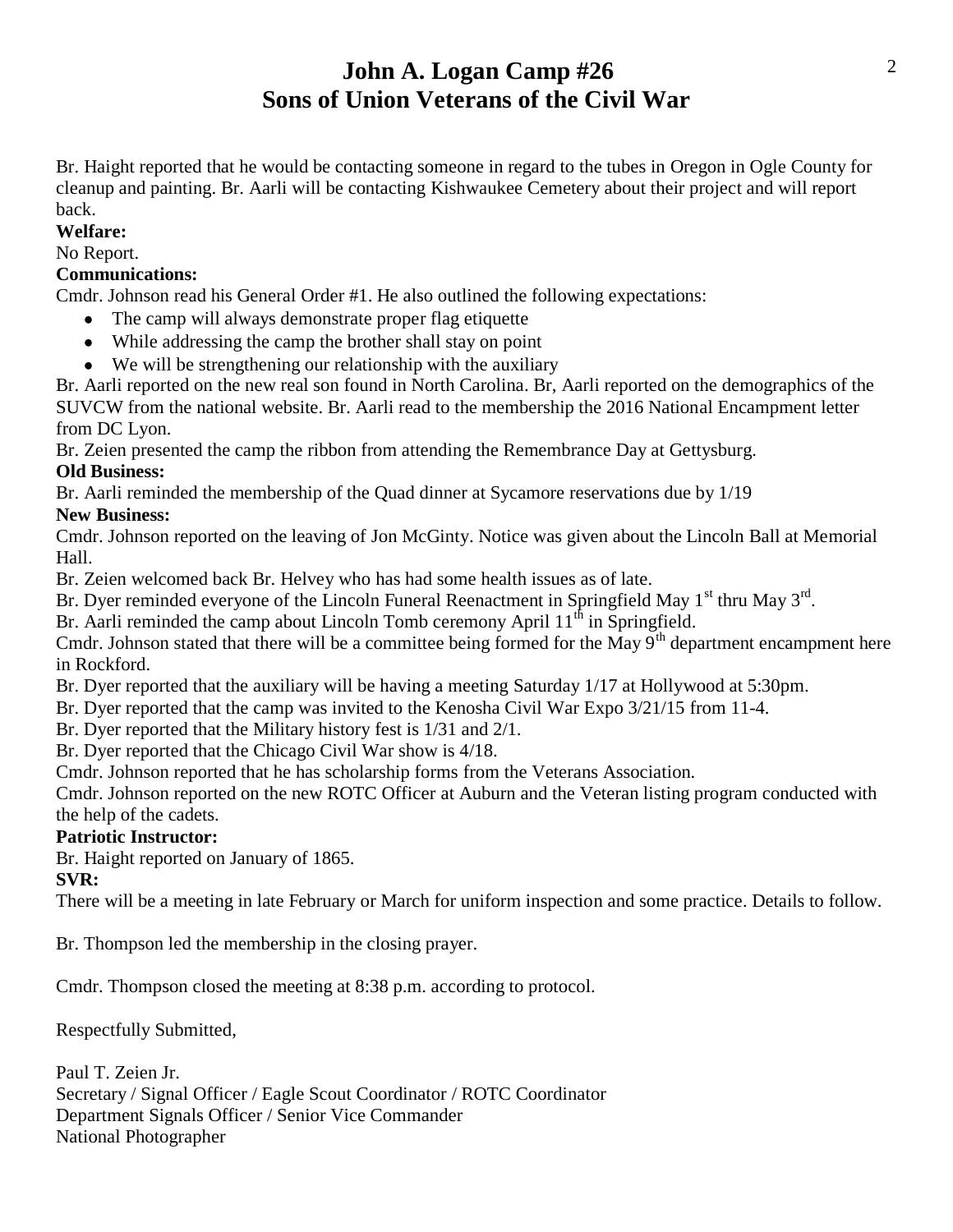# John A. Logan Camp #26
# Sons of Union Veterans of the Civil War

Br. Haight reported that he would be contacting someone in regard to the tubes in Oregon in Ogle County for cleanup and painting. Br. Aarli will be contacting Kishwaukee Cemetery about their project and will report back.

**Welfare:**

No Report.

**Communications:**

Cmdr. Johnson read his General Order #1. He also outlined the following expectations:

- The camp will always demonstrate proper flag etiquette
- While addressing the camp the brother shall stay on point
- We will be strengthening our relationship with the auxiliary

Br. Aarli reported on the new real son found in North Carolina. Br, Aarli reported on the demographics of the SUVCW from the national website. Br. Aarli read to the membership the 2016 National Encampment letter from DC Lyon.

Br. Zeien presented the camp the ribbon from attending the Remembrance Day at Gettysburg.

**Old Business:**

Br. Aarli reminded the membership of the Quad dinner at Sycamore reservations due by 1/19

**New Business:**

Cmdr. Johnson reported on the leaving of Jon McGinty. Notice was given about the Lincoln Ball at Memorial Hall.

Br. Zeien welcomed back Br. Helvey who has had some health issues as of late.

Br. Dyer reminded everyone of the Lincoln Funeral Reenactment in Springfield May 1st thru May 3rd.

Br. Aarli reminded the camp about Lincoln Tomb ceremony April 11th in Springfield.

Cmdr. Johnson stated that there will be a committee being formed for the May 9th department encampment here in Rockford.

Br. Dyer reported that the auxiliary will be having a meeting Saturday 1/17 at Hollywood at 5:30pm.

Br. Dyer reported that the camp was invited to the Kenosha Civil War Expo 3/21/15 from 11-4.

Br. Dyer reported that the Military history fest is 1/31 and 2/1.

Br. Dyer reported that the Chicago Civil War show is 4/18.

Cmdr. Johnson reported that he has scholarship forms from the Veterans Association.

Cmdr. Johnson reported on the new ROTC Officer at Auburn and the Veteran listing program conducted with the help of the cadets.

**Patriotic Instructor:**

Br. Haight reported on January of 1865.

**SVR:**

There will be a meeting in late February or March for uniform inspection and some practice. Details to follow.

Br. Thompson led the membership in the closing prayer.

Cmdr. Thompson closed the meeting at 8:38 p.m. according to protocol.

Respectfully Submitted,

Paul T. Zeien Jr.
Secretary / Signal Officer / Eagle Scout Coordinator / ROTC Coordinator
Department Signals Officer / Senior Vice Commander
National Photographer